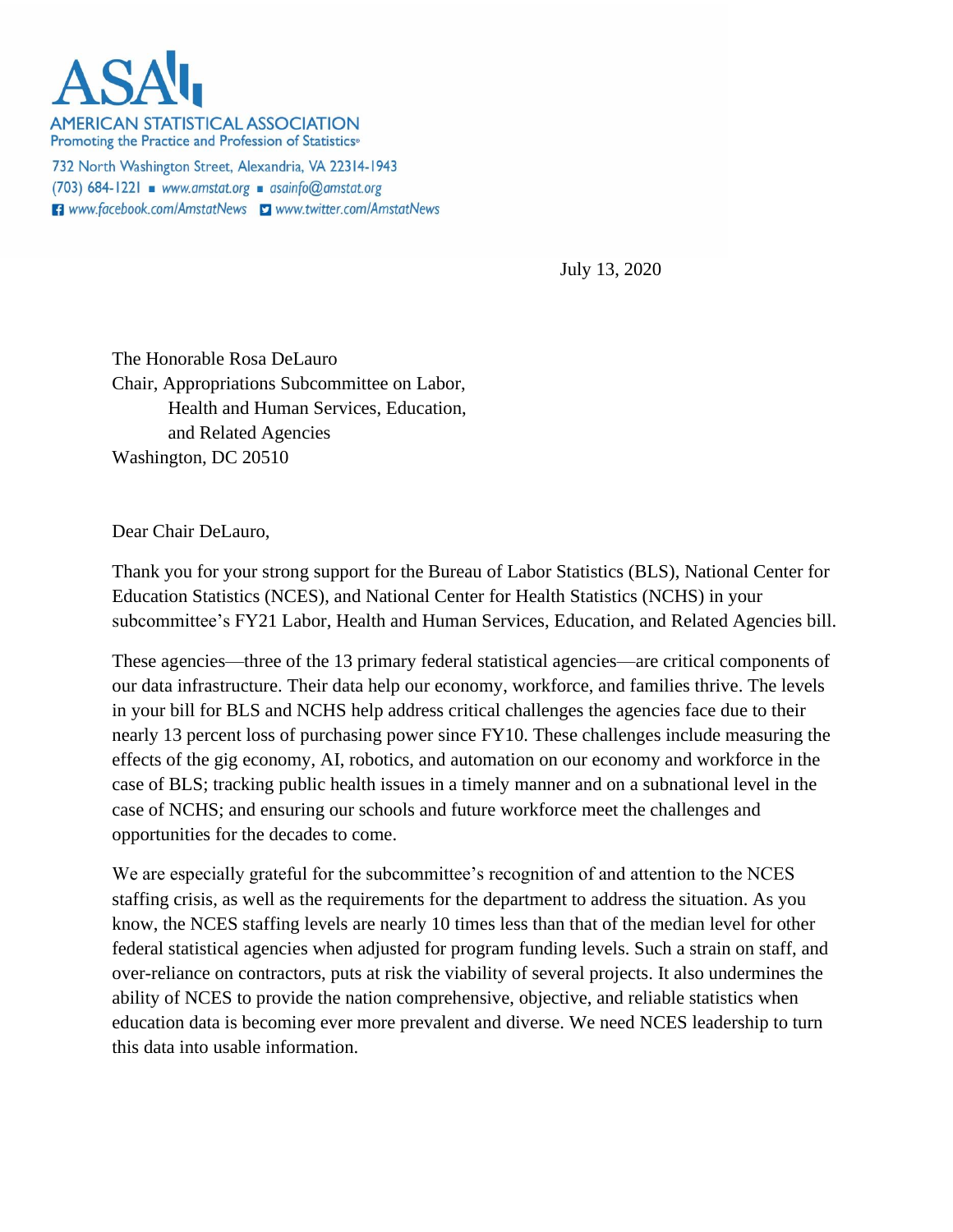ASA

AMERICAN STATISTICAL ASSOCIATION
Promoting the Practice and Profession of Statistics®

732 North Washington Street, Alexandria, VA 22314-1943
(703) 684-1221 ■ www.amstat.org ■ asainfo@amstat.org
www.facebook.com/AmstatNews www.twitter.com/AmstatNews

July 13, 2020

The Honorable Rosa DeLauro
Chair, Appropriations Subcommittee on Labor,
Health and Human Services, Education,
and Related Agencies
Washington, DC 20510

Dear Chair DeLauro,

Thank you for your strong support for the Bureau of Labor Statistics (BLS), National Center for Education Statistics (NCES), and National Center for Health Statistics (NCHS) in your subcommittee's FY21 Labor, Health and Human Services, Education, and Related Agencies bill.

These agencies—three of the 13 primary federal statistical agencies—are critical components of our data infrastructure. Their data help our economy, workforce, and families thrive. The levels in your bill for BLS and NCHS help address critical challenges the agencies face due to their nearly 13 percent loss of purchasing power since FY10. These challenges include measuring the effects of the gig economy, AI, robotics, and automation on our economy and workforce in the case of BLS; tracking public health issues in a timely manner and on a subnational level in the case of NCHS; and ensuring our schools and future workforce meet the challenges and opportunities for the decades to come.

We are especially grateful for the subcommittee's recognition of and attention to the NCES staffing crisis, as well as the requirements for the department to address the situation. As you know, the NCES staffing levels are nearly 10 times less than that of the median level for other federal statistical agencies when adjusted for program funding levels. Such a strain on staff, and over-reliance on contractors, puts at risk the viability of several projects. It also undermines the ability of NCES to provide the nation comprehensive, objective, and reliable statistics when education data is becoming ever more prevalent and diverse. We need NCES leadership to turn this data into usable information.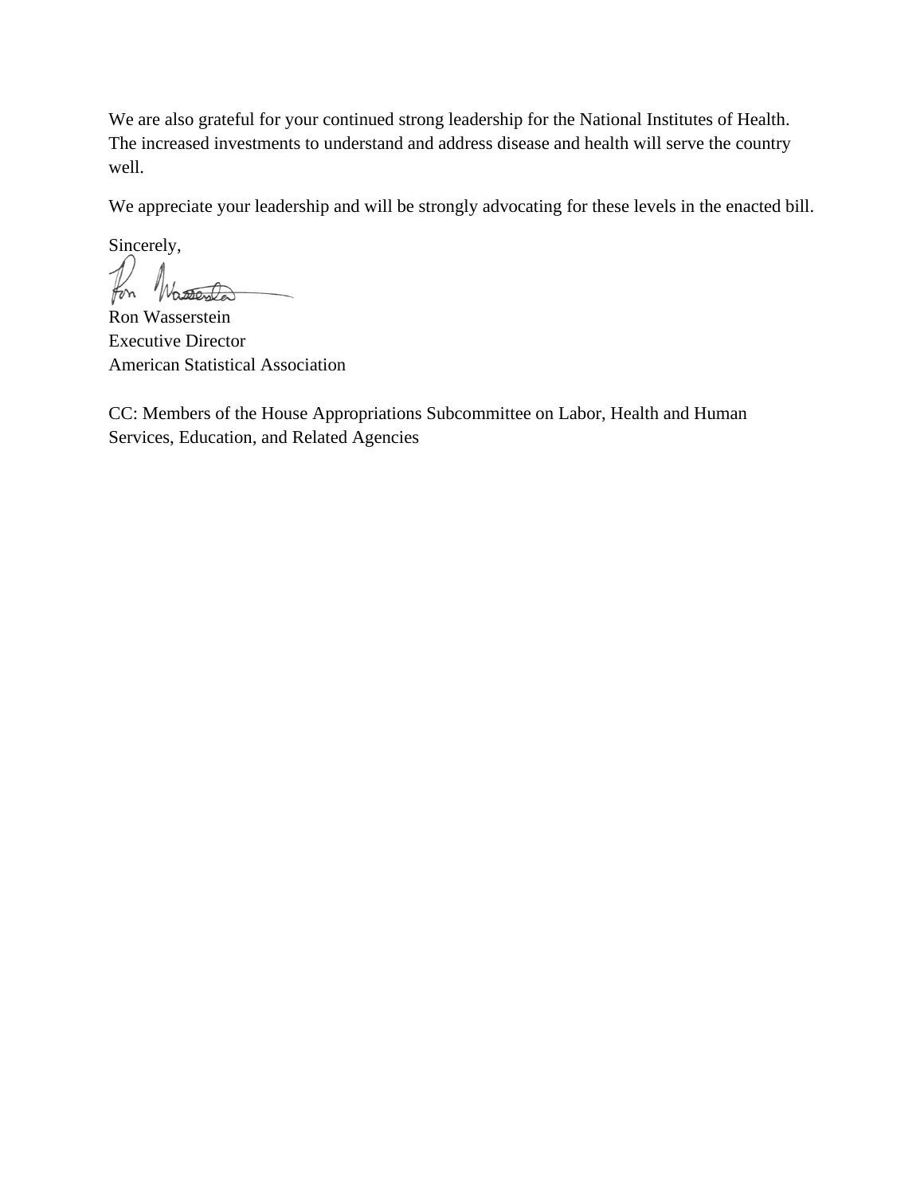We are also grateful for your continued strong leadership for the National Institutes of Health. The increased investments to understand and address disease and health will serve the country well.

We appreciate your leadership and will be strongly advocating for these levels in the enacted bill.

Sincerely,

Ron Wasserstein
Executive Director
American Statistical Association

CC: Members of the House Appropriations Subcommittee on Labor, Health and Human Services, Education, and Related Agencies